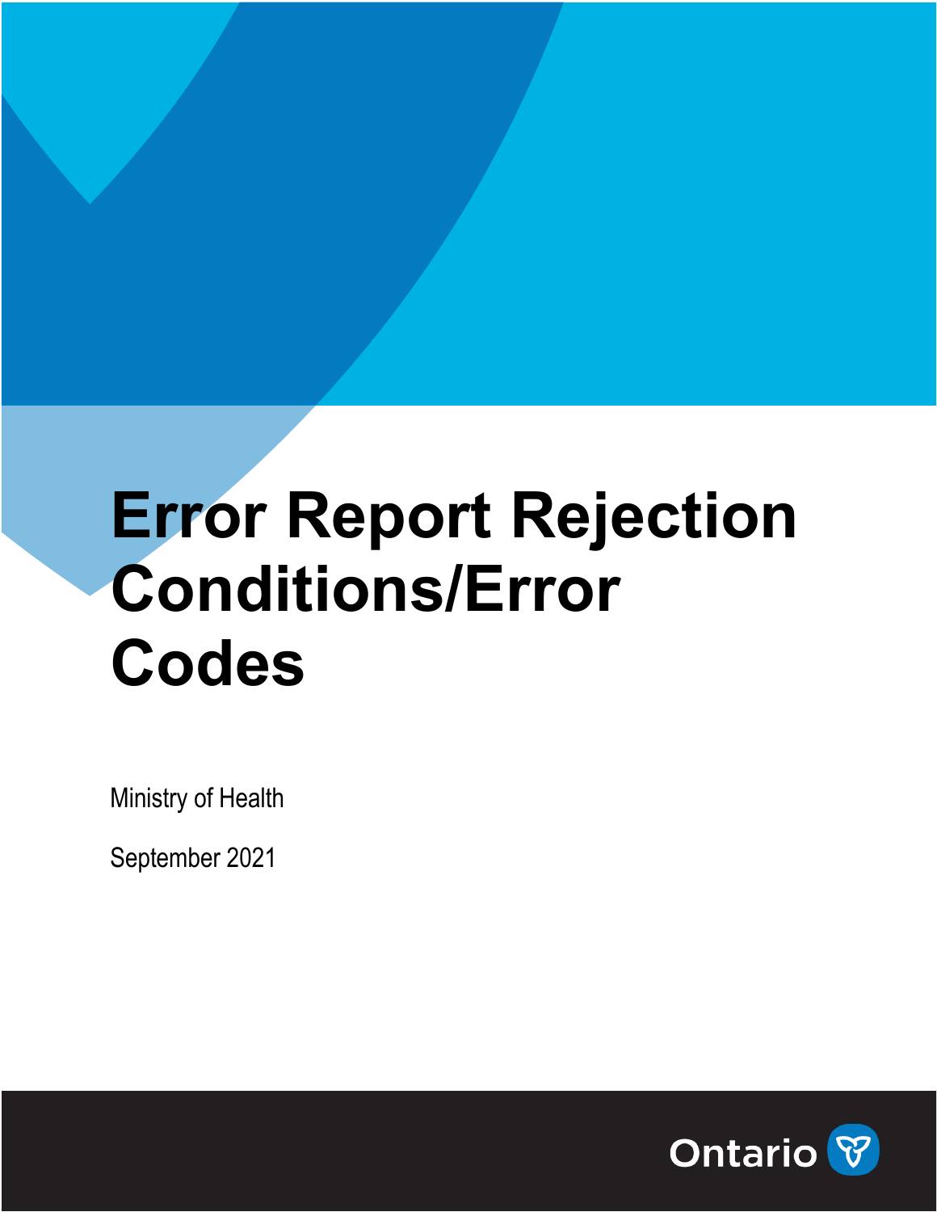# Error Report Rejection Conditions/Error Codes

Ministry of Health

September 2021

Ontario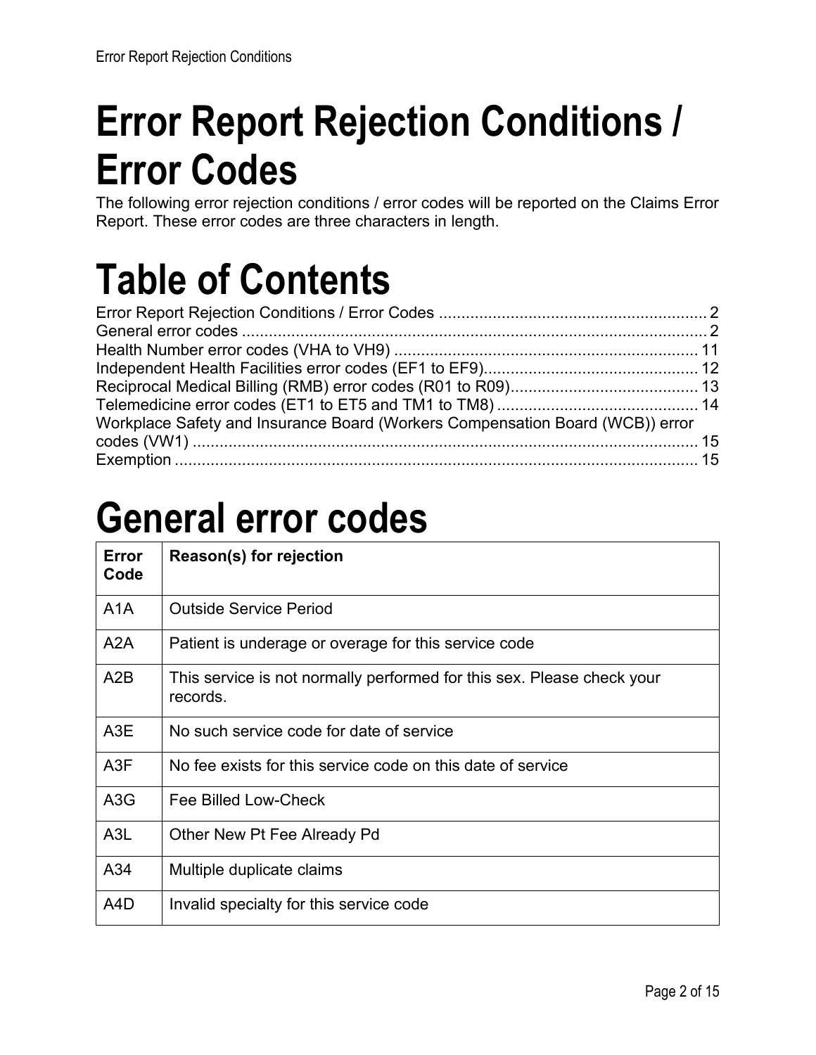# Error Report Rejection Conditions / Error Codes

The following error rejection conditions / error codes will be reported on the Claims Error Report. These error codes are three characters in length.

# Table of Contents

Error Report Rejection Conditions / Error Codes ........................................................... 2
General error codes ........................................................................................................ 2
Health Number error codes (VHA to VH9) .................................................................... 11
Independent Health Facilities error codes (EF1 to EF9)................................................ 12
Reciprocal Medical Billing (RMB) error codes (R01 to R09).......................................... 13
Telemedicine error codes (ET1 to ET5 and TM1 to TM8) ............................................ 14
Workplace Safety and Insurance Board (Workers Compensation Board (WCB)) error codes (VW1) ................................................................................................................ 15
Exemption ..................................................................................................................... 15

# General error codes

| Error Code | Reason(s) for rejection |
|---|---|
| A1A | Outside Service Period |
| A2A | Patient is underage or overage for this service code |
| A2B | This service is not normally performed for this sex. Please check your records. |
| A3E | No such service code for date of service |
| A3F | No fee exists for this service code on this date of service |
| A3G | Fee Billed Low-Check |
| A3L | Other New Pt Fee Already Pd |
| A34 | Multiple duplicate claims |
| A4D | Invalid specialty for this service code |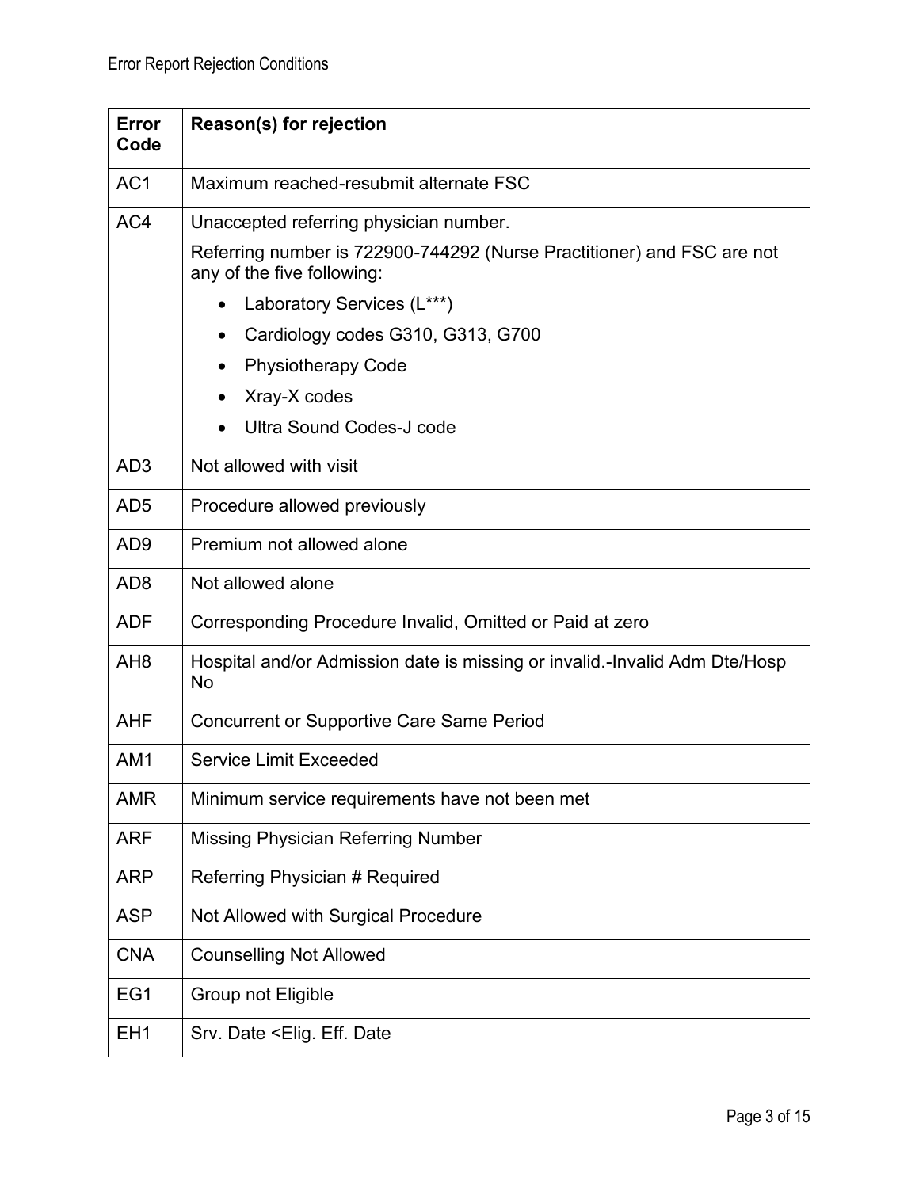| Error Code | Reason(s) for rejection |
|---|---|
| AC1 | Maximum reached-resubmit alternate FSC |
| AC4 | Unaccepted referring physician number.<br>Referring number is 722900-744292 (Nurse Practitioner) and FSC are not any of the five following:<br>• Laboratory Services (L***)<br>• Cardiology codes G310, G313, G700<br>• Physiotherapy Code<br>• Xray-X codes<br>• Ultra Sound Codes-J code |
| AD3 | Not allowed with visit |
| AD5 | Procedure allowed previously |
| AD9 | Premium not allowed alone |
| AD8 | Not allowed alone |
| ADF | Corresponding Procedure Invalid, Omitted or Paid at zero |
| AH8 | Hospital and/or Admission date is missing or invalid.-Invalid Adm Dte/Hosp No |
| AHF | Concurrent or Supportive Care Same Period |
| AM1 | Service Limit Exceeded |
| AMR | Minimum service requirements have not been met |
| ARF | Missing Physician Referring Number |
| ARP | Referring Physician # Required |
| ASP | Not Allowed with Surgical Procedure |
| CNA | Counselling Not Allowed |
| EG1 | Group not Eligible |
| EH1 | Srv. Date <Elig. Eff. Date |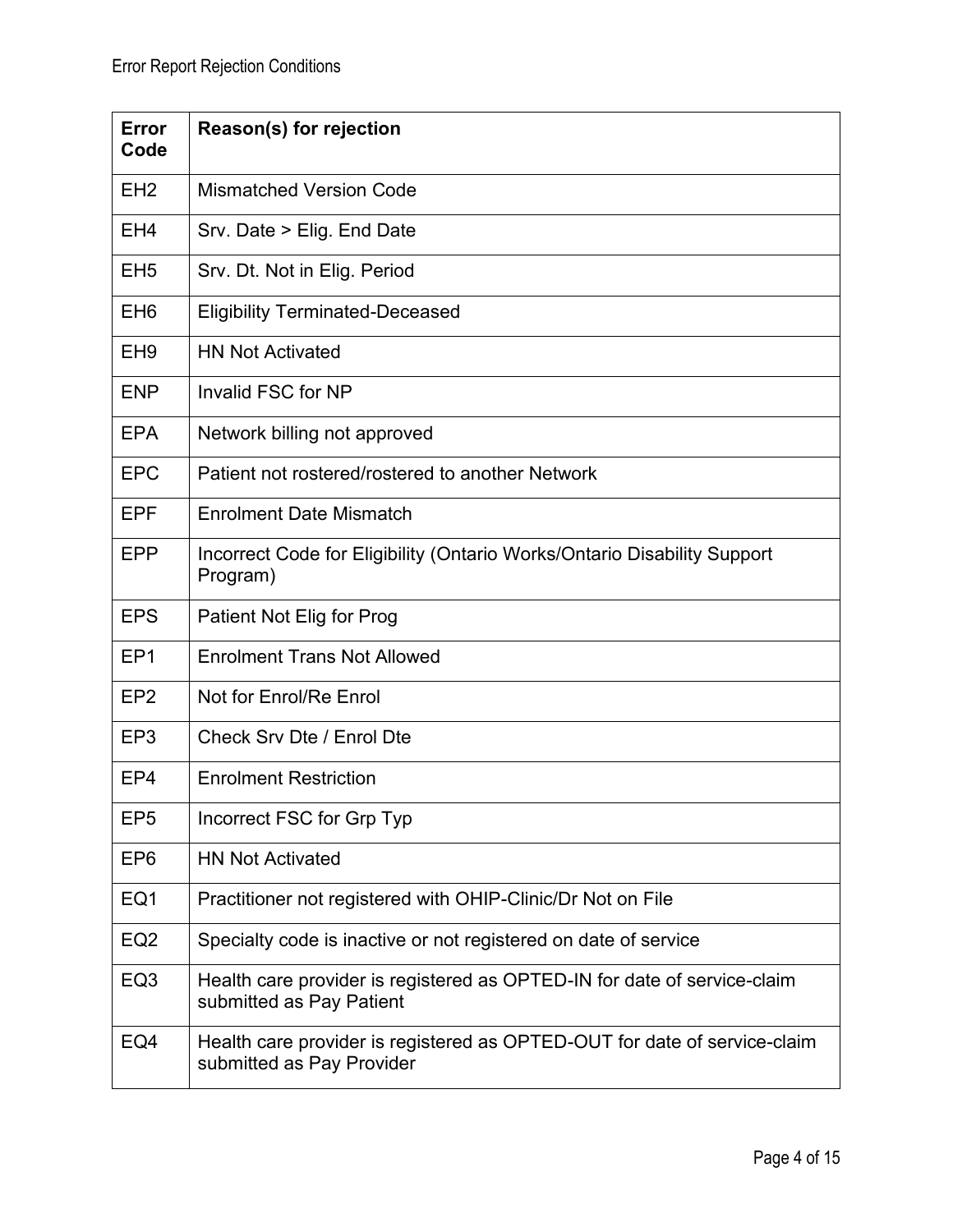| Error Code | Reason(s) for rejection |
|---|---|
| EH2 | Mismatched Version Code |
| EH4 | Srv. Date > Elig. End Date |
| EH5 | Srv. Dt. Not in Elig. Period |
| EH6 | Eligibility Terminated-Deceased |
| EH9 | HN Not Activated |
| ENP | Invalid FSC for NP |
| EPA | Network billing not approved |
| EPC | Patient not rostered/rostered to another Network |
| EPF | Enrolment Date Mismatch |
| EPP | Incorrect Code for Eligibility (Ontario Works/Ontario Disability Support Program) |
| EPS | Patient Not Elig for Prog |
| EP1 | Enrolment Trans Not Allowed |
| EP2 | Not for Enrol/Re Enrol |
| EP3 | Check Srv Dte / Enrol Dte |
| EP4 | Enrolment Restriction |
| EP5 | Incorrect FSC for Grp Typ |
| EP6 | HN Not Activated |
| EQ1 | Practitioner not registered with OHIP-Clinic/Dr Not on File |
| EQ2 | Specialty code is inactive or not registered on date of service |
| EQ3 | Health care provider is registered as OPTED-IN for date of service-claim submitted as Pay Patient |
| EQ4 | Health care provider is registered as OPTED-OUT for date of service-claim submitted as Pay Provider |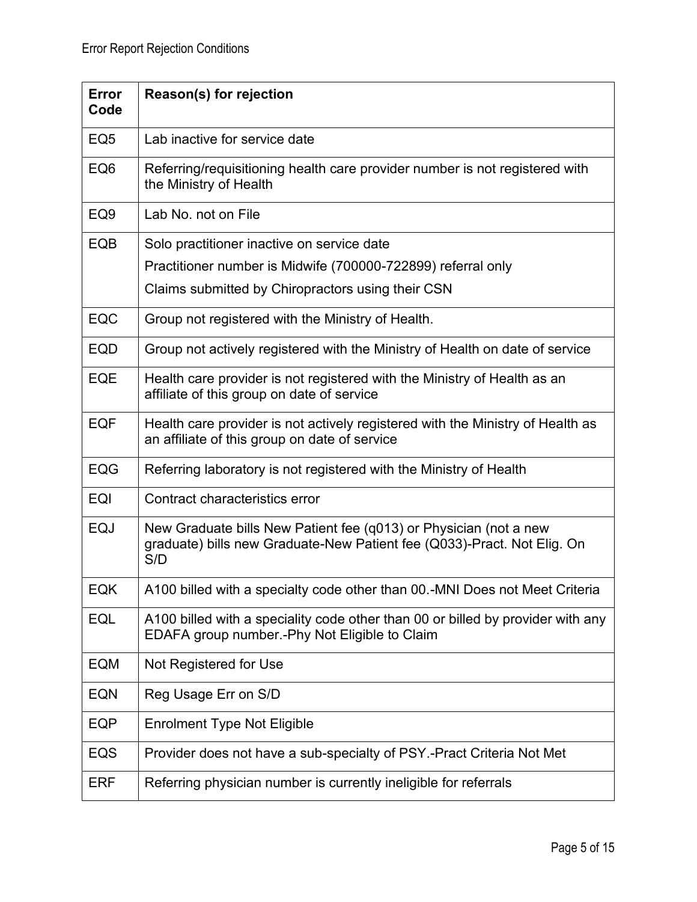| Error Code | Reason(s) for rejection |
|---|---|
| EQ5 | Lab inactive for service date |
| EQ6 | Referring/requisitioning health care provider number is not registered with the Ministry of Health |
| EQ9 | Lab No. not on File |
| EQB | Solo practitioner inactive on service date<br>Practitioner number is Midwife (700000-722899) referral only<br>Claims submitted by Chiropractors using their CSN |
| EQC | Group not registered with the Ministry of Health. |
| EQD | Group not actively registered with the Ministry of Health on date of service |
| EQE | Health care provider is not registered with the Ministry of Health as an affiliate of this group on date of service |
| EQF | Health care provider is not actively registered with the Ministry of Health as an affiliate of this group on date of service |
| EQG | Referring laboratory is not registered with the Ministry of Health |
| EQI | Contract characteristics error |
| EQJ | New Graduate bills New Patient fee (q013) or Physician (not a new graduate) bills new Graduate-New Patient fee (Q033)-Pract. Not Elig. On S/D |
| EQK | A100 billed with a specialty code other than 00.-MNI Does not Meet Criteria |
| EQL | A100 billed with a speciality code other than 00 or billed by provider with any EDAFA group number.-Phy Not Eligible to Claim |
| EQM | Not Registered for Use |
| EQN | Reg Usage Err on S/D |
| EQP | Enrolment Type Not Eligible |
| EQS | Provider does not have a sub-specialty of PSY.-Pract Criteria Not Met |
| ERF | Referring physician number is currently ineligible for referrals |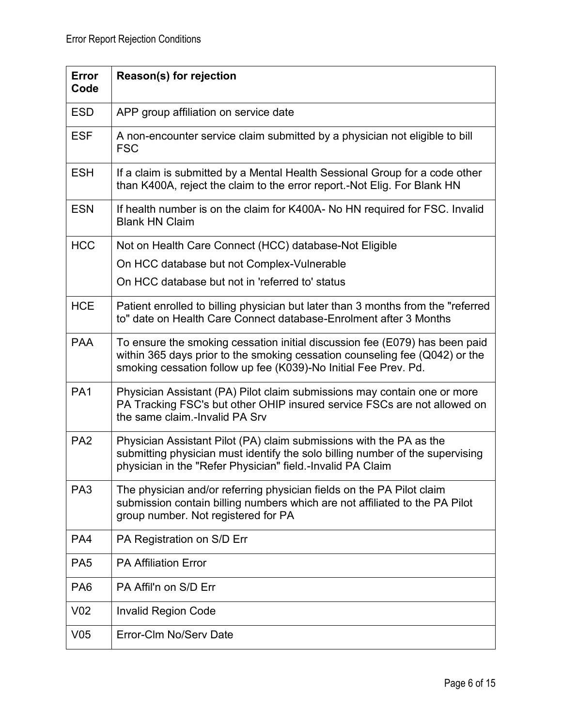| Error Code | Reason(s) for rejection |
|---|---|
| ESD | APP group affiliation on service date |
| ESF | A non-encounter service claim submitted by a physician not eligible to bill FSC |
| ESH | If a claim is submitted by a Mental Health Sessional Group for a code other than K400A, reject the claim to the error report.-Not Elig. For Blank HN |
| ESN | If health number is on the claim for K400A- No HN required for FSC. Invalid Blank HN Claim |
| HCC | Not on Health Care Connect (HCC) database-Not Eligible<br>On HCC database but not Complex-Vulnerable<br>On HCC database but not in 'referred to' status |
| HCE | Patient enrolled to billing physician but later than 3 months from the "referred to" date on Health Care Connect database-Enrolment after 3 Months |
| PAA | To ensure the smoking cessation initial discussion fee (E079) has been paid within 365 days prior to the smoking cessation counseling fee (Q042) or the smoking cessation follow up fee (K039)-No Initial Fee Prev. Pd. |
| PA1 | Physician Assistant (PA) Pilot claim submissions may contain one or more PA Tracking FSC's but other OHIP insured service FSCs are not allowed on the same claim.-Invalid PA Srv |
| PA2 | Physician Assistant Pilot (PA) claim submissions with the PA as the submitting physician must identify the solo billing number of the supervising physician in the "Refer Physician" field.-Invalid PA Claim |
| PA3 | The physician and/or referring physician fields on the PA Pilot claim submission contain billing numbers which are not affiliated to the PA Pilot group number. Not registered for PA |
| PA4 | PA Registration on S/D Err |
| PA5 | PA Affiliation Error |
| PA6 | PA Affil'n on S/D Err |
| V02 | Invalid Region Code |
| V05 | Error-Clm No/Serv Date |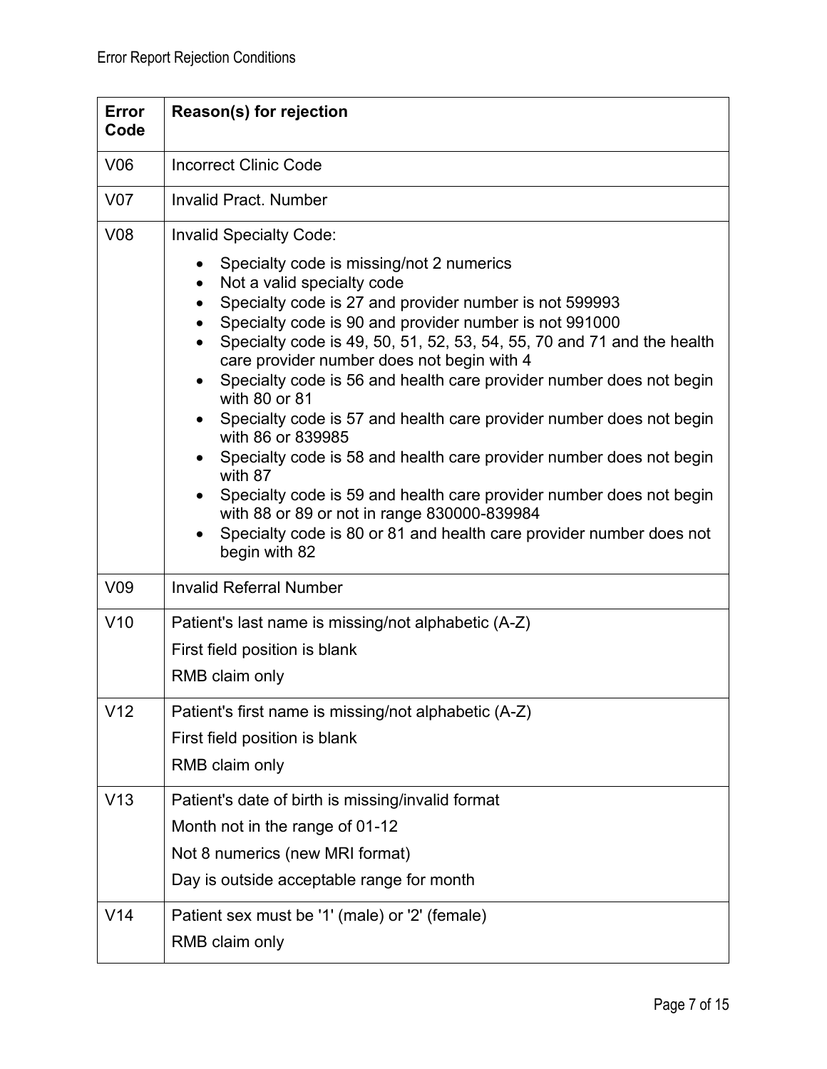| Error Code | Reason(s) for rejection |
| --- | --- |
| V06 | Incorrect Clinic Code |
| V07 | Invalid Pract. Number |
| V08 | Invalid Specialty Code:<br>• Specialty code is missing/not 2 numerics<br>• Not a valid specialty code<br>• Specialty code is 27 and provider number is not 599993<br>• Specialty code is 90 and provider number is not 991000<br>• Specialty code is 49, 50, 51, 52, 53, 54, 55, 70 and 71 and the health care provider number does not begin with 4<br>• Specialty code is 56 and health care provider number does not begin with 80 or 81<br>• Specialty code is 57 and health care provider number does not begin with 86 or 839985<br>• Specialty code is 58 and health care provider number does not begin with 87<br>• Specialty code is 59 and health care provider number does not begin with 88 or 89 or not in range 830000-839984<br>• Specialty code is 80 or 81 and health care provider number does not begin with 82 |
| V09 | Invalid Referral Number |
| V10 | Patient's last name is missing/not alphabetic (A-Z)<br>First field position is blank<br>RMB claim only |
| V12 | Patient's first name is missing/not alphabetic (A-Z)<br>First field position is blank<br>RMB claim only |
| V13 | Patient's date of birth is missing/invalid format<br>Month not in the range of 01-12<br>Not 8 numerics (new MRI format)<br>Day is outside acceptable range for month |
| V14 | Patient sex must be '1' (male) or '2' (female)<br>RMB claim only |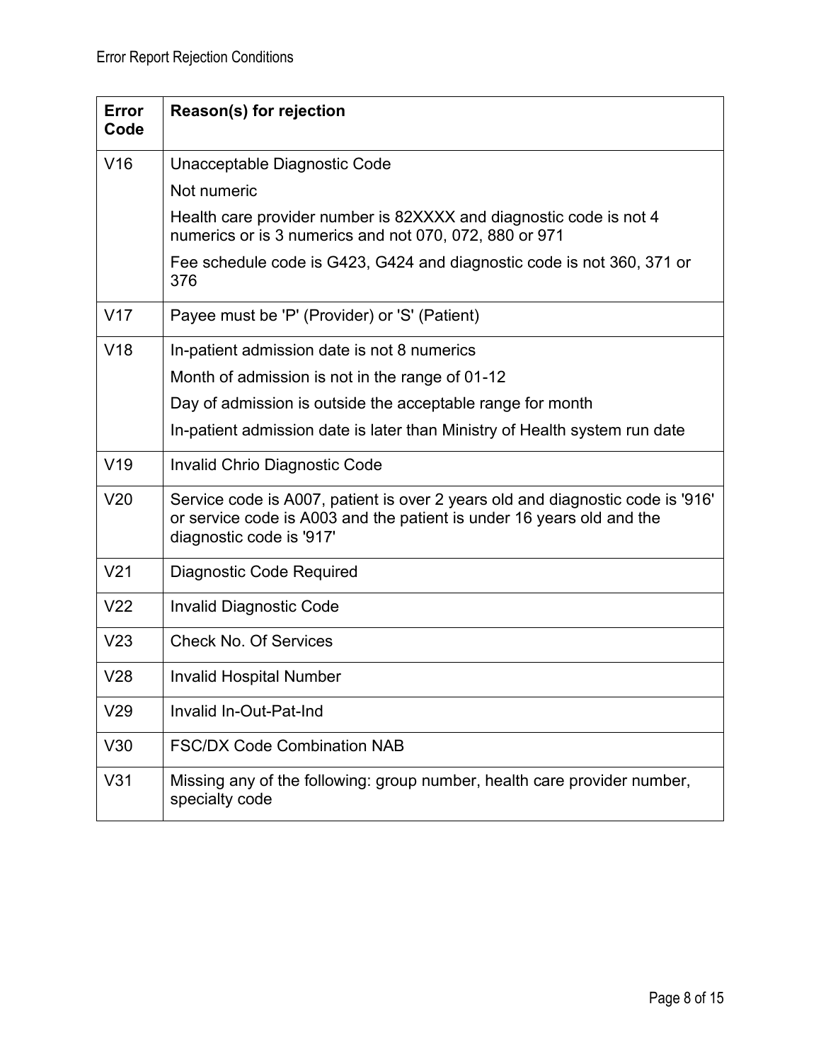| Error Code | Reason(s) for rejection |
|---|---|
| V16 | Unacceptable Diagnostic Code<br>Not numeric<br>Health care provider number is 82XXXX and diagnostic code is not 4 numerics or is 3 numerics and not 070, 072, 880 or 971<br>Fee schedule code is G423, G424 and diagnostic code is not 360, 371 or 376 |
| V17 | Payee must be 'P' (Provider) or 'S' (Patient) |
| V18 | In-patient admission date is not 8 numerics<br>Month of admission is not in the range of 01-12<br>Day of admission is outside the acceptable range for month<br>In-patient admission date is later than Ministry of Health system run date |
| V19 | Invalid Chrio Diagnostic Code |
| V20 | Service code is A007, patient is over 2 years old and diagnostic code is '916' or service code is A003 and the patient is under 16 years old and the diagnostic code is '917' |
| V21 | Diagnostic Code Required |
| V22 | Invalid Diagnostic Code |
| V23 | Check No. Of Services |
| V28 | Invalid Hospital Number |
| V29 | Invalid In-Out-Pat-Ind |
| V30 | FSC/DX Code Combination NAB |
| V31 | Missing any of the following: group number, health care provider number, specialty code |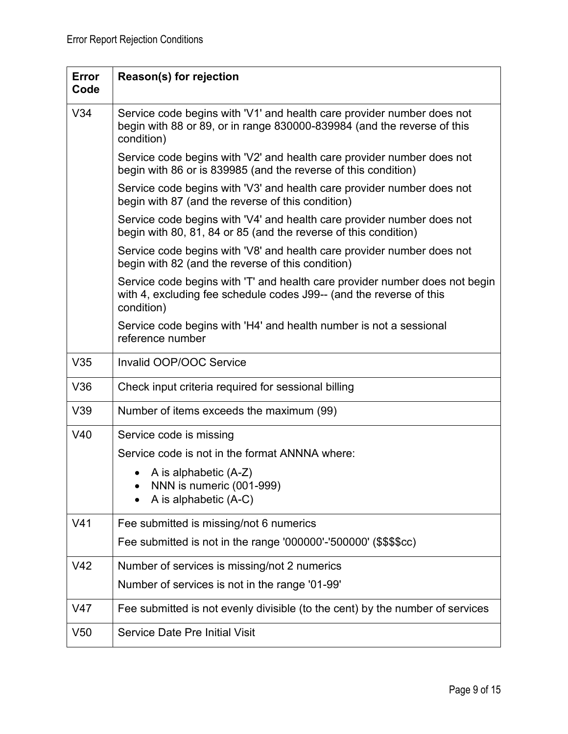| Error Code | Reason(s) for rejection |
| --- | --- |
| V34 | Service code begins with 'V1' and health care provider number does not begin with 88 or 89, or in range 830000-839984 (and the reverse of this condition)<br><br>Service code begins with 'V2' and health care provider number does not begin with 86 or is 839985 (and the reverse of this condition)<br><br>Service code begins with 'V3' and health care provider number does not begin with 87 (and the reverse of this condition)<br><br>Service code begins with 'V4' and health care provider number does not begin with 80, 81, 84 or 85 (and the reverse of this condition)<br><br>Service code begins with 'V8' and health care provider number does not begin with 82 (and the reverse of this condition)<br><br>Service code begins with 'T' and health care provider number does not begin with 4, excluding fee schedule codes J99-- (and the reverse of this condition)<br><br>Service code begins with 'H4' and health number is not a sessional reference number |
| V35 | Invalid OOP/OOC Service |
| V36 | Check input criteria required for sessional billing |
| V39 | Number of items exceeds the maximum (99) |
| V40 | Service code is missing<br><br>Service code is not in the format ANNNA where:<br>• A is alphabetic (A-Z)<br>• NNN is numeric (001-999)<br>• A is alphabetic (A-C) |
| V41 | Fee submitted is missing/not 6 numerics<br><br>Fee submitted is not in the range '000000'-'500000' ($$$$cc) |
| V42 | Number of services is missing/not 2 numerics<br><br>Number of services is not in the range '01-99' |
| V47 | Fee submitted is not evenly divisible (to the cent) by the number of services |
| V50 | Service Date Pre Initial Visit |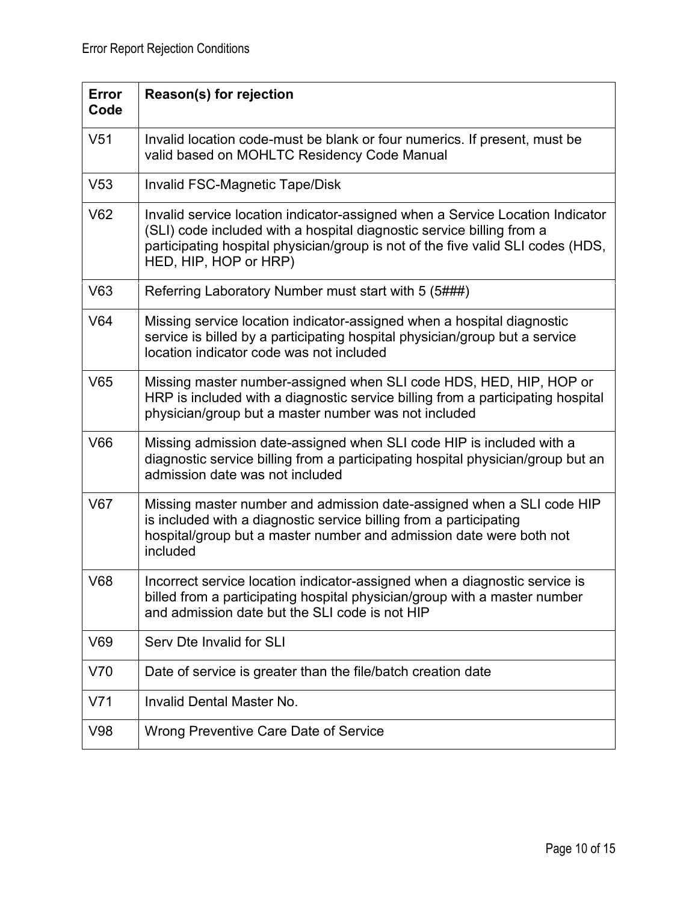| Error Code | Reason(s) for rejection |
|---|---|
| V51 | Invalid location code-must be blank or four numerics. If present, must be valid based on MOHLTC Residency Code Manual |
| V53 | Invalid FSC-Magnetic Tape/Disk |
| V62 | Invalid service location indicator-assigned when a Service Location Indicator (SLI) code included with a hospital diagnostic service billing from a participating hospital physician/group is not of the five valid SLI codes (HDS, HED, HIP, HOP or HRP) |
| V63 | Referring Laboratory Number must start with 5 (5###) |
| V64 | Missing service location indicator-assigned when a hospital diagnostic service is billed by a participating hospital physician/group but a service location indicator code was not included |
| V65 | Missing master number-assigned when SLI code HDS, HED, HIP, HOP or HRP is included with a diagnostic service billing from a participating hospital physician/group but a master number was not included |
| V66 | Missing admission date-assigned when SLI code HIP is included with a diagnostic service billing from a participating hospital physician/group but an admission date was not included |
| V67 | Missing master number and admission date-assigned when a SLI code HIP is included with a diagnostic service billing from a participating hospital/group but a master number and admission date were both not included |
| V68 | Incorrect service location indicator-assigned when a diagnostic service is billed from a participating hospital physician/group with a master number and admission date but the SLI code is not HIP |
| V69 | Serv Dte Invalid for SLI |
| V70 | Date of service is greater than the file/batch creation date |
| V71 | Invalid Dental Master No. |
| V98 | Wrong Preventive Care Date of Service |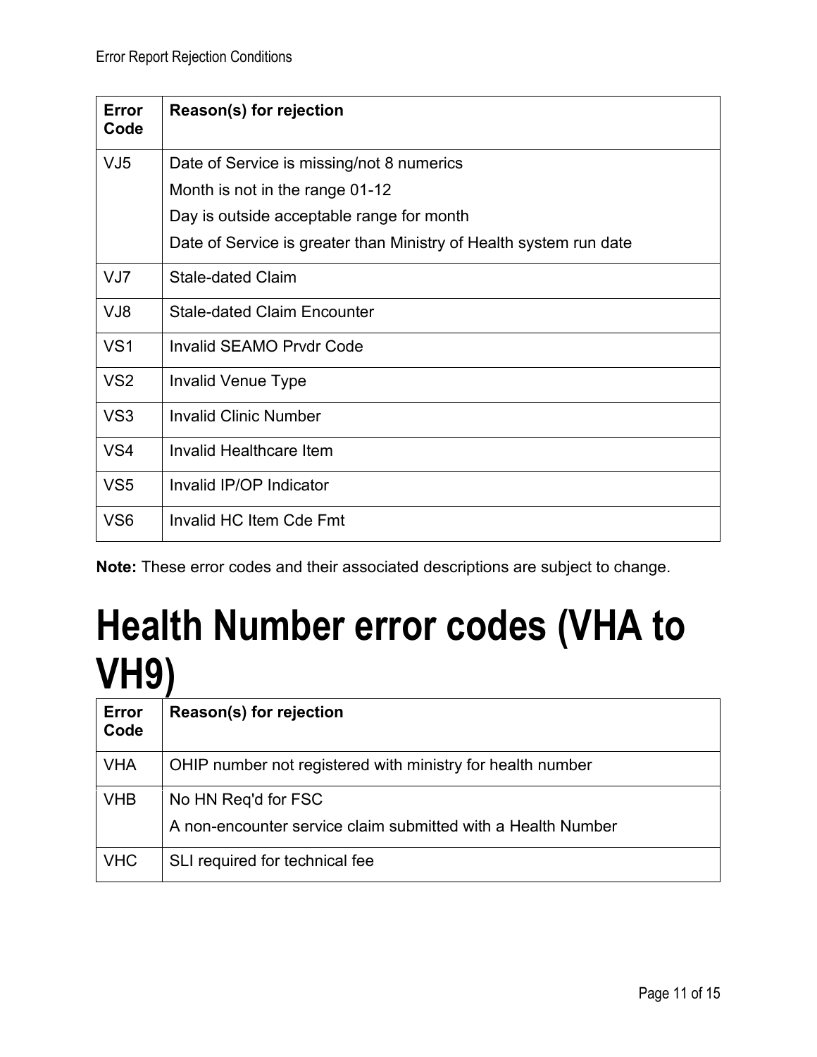| Error Code | Reason(s) for rejection |
| --- | --- |
| VJ5 | Date of Service is missing/not 8 numerics<br>Month is not in the range 01-12<br>Day is outside acceptable range for month<br>Date of Service is greater than Ministry of Health system run date |
| VJ7 | Stale-dated Claim |
| VJ8 | Stale-dated Claim Encounter |
| VS1 | Invalid SEAMO Prvdr Code |
| VS2 | Invalid Venue Type |
| VS3 | Invalid Clinic Number |
| VS4 | Invalid Healthcare Item |
| VS5 | Invalid IP/OP Indicator |
| VS6 | Invalid HC Item Cde Fmt |

**Note:** These error codes and their associated descriptions are subject to change.

# Health Number error codes (VHA to VH9)

| Error Code | Reason(s) for rejection |
| --- | --- |
| VHA | OHIP number not registered with ministry for health number |
| VHB | No HN Req'd for FSC<br>A non-encounter service claim submitted with a Health Number |
| VHC | SLI required for technical fee |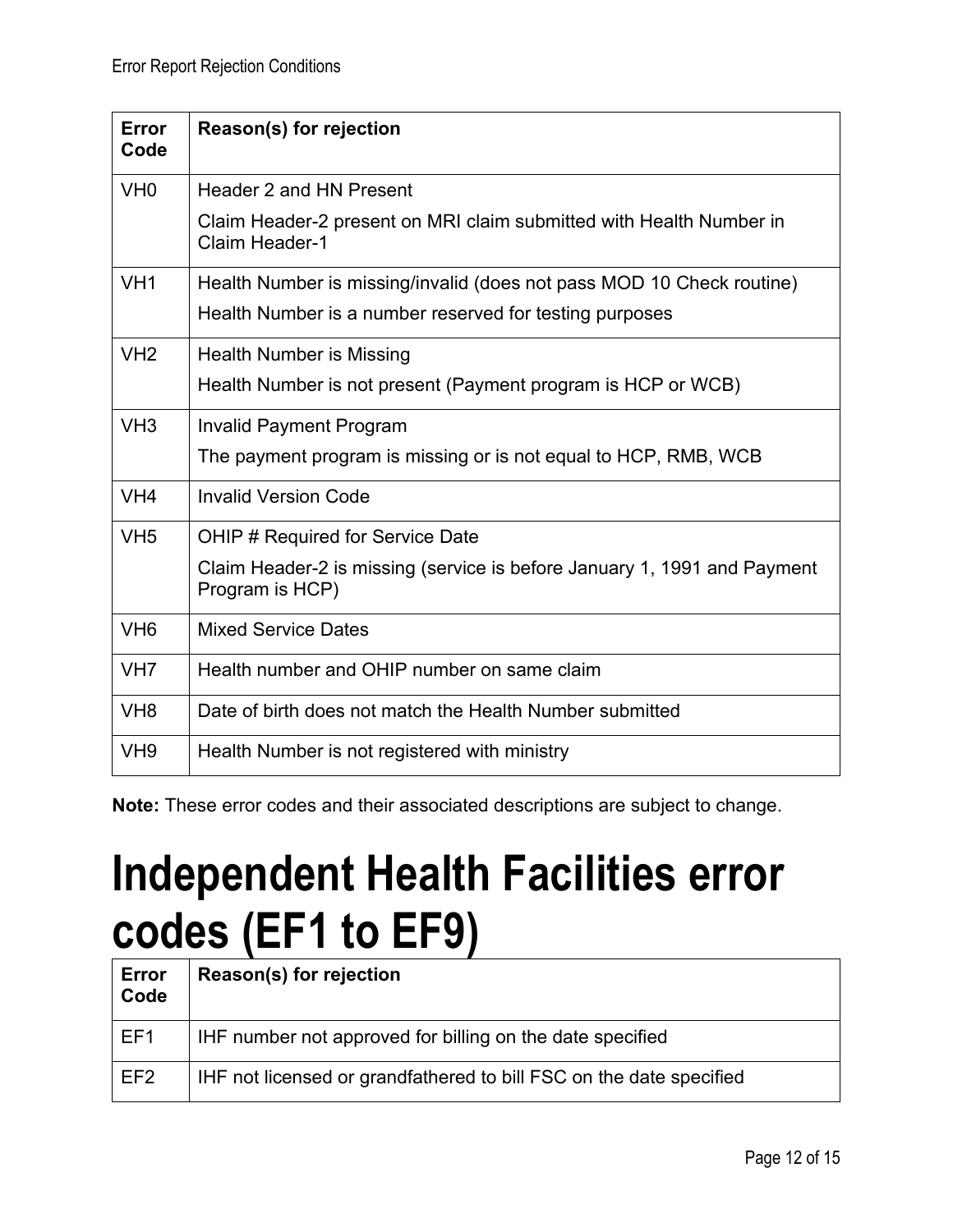| Error Code | Reason(s) for rejection |
|---|---|
| VH0 | Header 2 and HN Present<br>Claim Header-2 present on MRI claim submitted with Health Number in Claim Header-1 |
| VH1 | Health Number is missing/invalid (does not pass MOD 10 Check routine)<br>Health Number is a number reserved for testing purposes |
| VH2 | Health Number is Missing<br>Health Number is not present (Payment program is HCP or WCB) |
| VH3 | Invalid Payment Program<br>The payment program is missing or is not equal to HCP, RMB, WCB |
| VH4 | Invalid Version Code |
| VH5 | OHIP # Required for Service Date<br>Claim Header-2 is missing (service is before January 1, 1991 and Payment Program is HCP) |
| VH6 | Mixed Service Dates |
| VH7 | Health number and OHIP number on same claim |
| VH8 | Date of birth does not match the Health Number submitted |
| VH9 | Health Number is not registered with ministry |

**Note:** These error codes and their associated descriptions are subject to change.

# Independent Health Facilities error codes (EF1 to EF9)

| Error Code | Reason(s) for rejection |
|---|---|
| EF1 | IHF number not approved for billing on the date specified |
| EF2 | IHF not licensed or grandfathered to bill FSC on the date specified |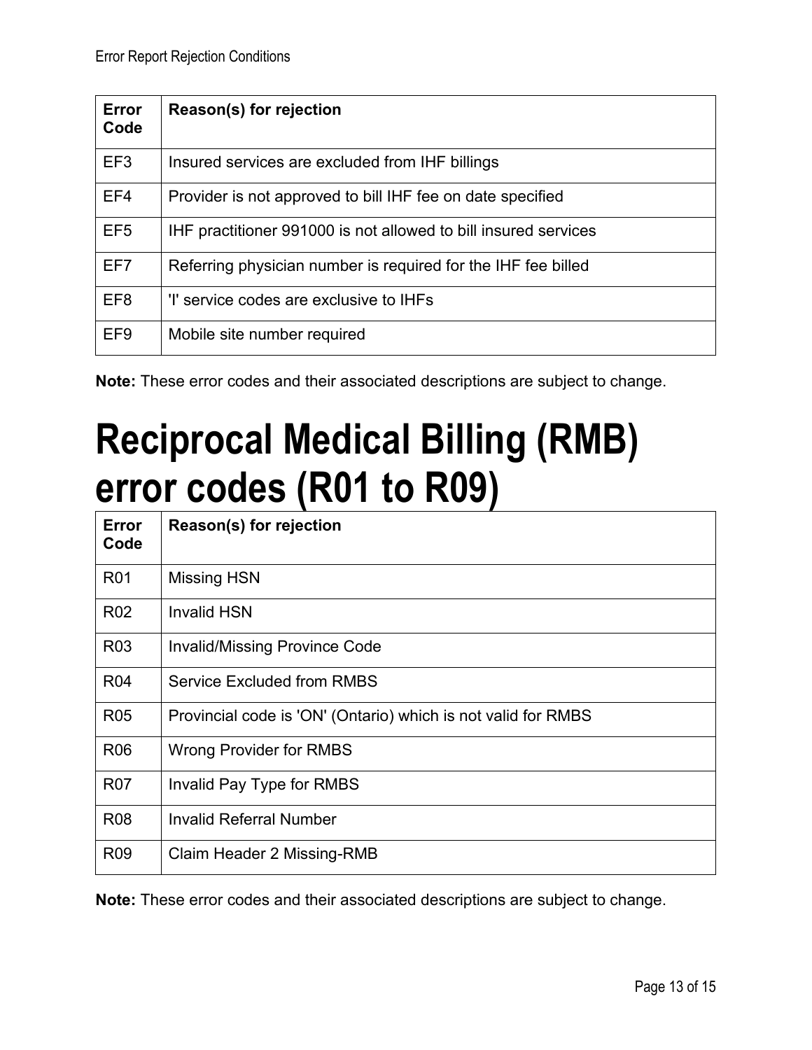| Error Code | Reason(s) for rejection |
|---|---|
| EF3 | Insured services are excluded from IHF billings |
| EF4 | Provider is not approved to bill IHF fee on date specified |
| EF5 | IHF practitioner 991000 is not allowed to bill insured services |
| EF7 | Referring physician number is required for the IHF fee billed |
| EF8 | 'I' service codes are exclusive to IHFs |
| EF9 | Mobile site number required |

**Note:** These error codes and their associated descriptions are subject to change.

# Reciprocal Medical Billing (RMB) error codes (R01 to R09)

| Error Code | Reason(s) for rejection |
|---|---|
| R01 | Missing HSN |
| R02 | Invalid HSN |
| R03 | Invalid/Missing Province Code |
| R04 | Service Excluded from RMBS |
| R05 | Provincial code is 'ON' (Ontario) which is not valid for RMBS |
| R06 | Wrong Provider for RMBS |
| R07 | Invalid Pay Type for RMBS |
| R08 | Invalid Referral Number |
| R09 | Claim Header 2 Missing-RMB |

**Note:** These error codes and their associated descriptions are subject to change.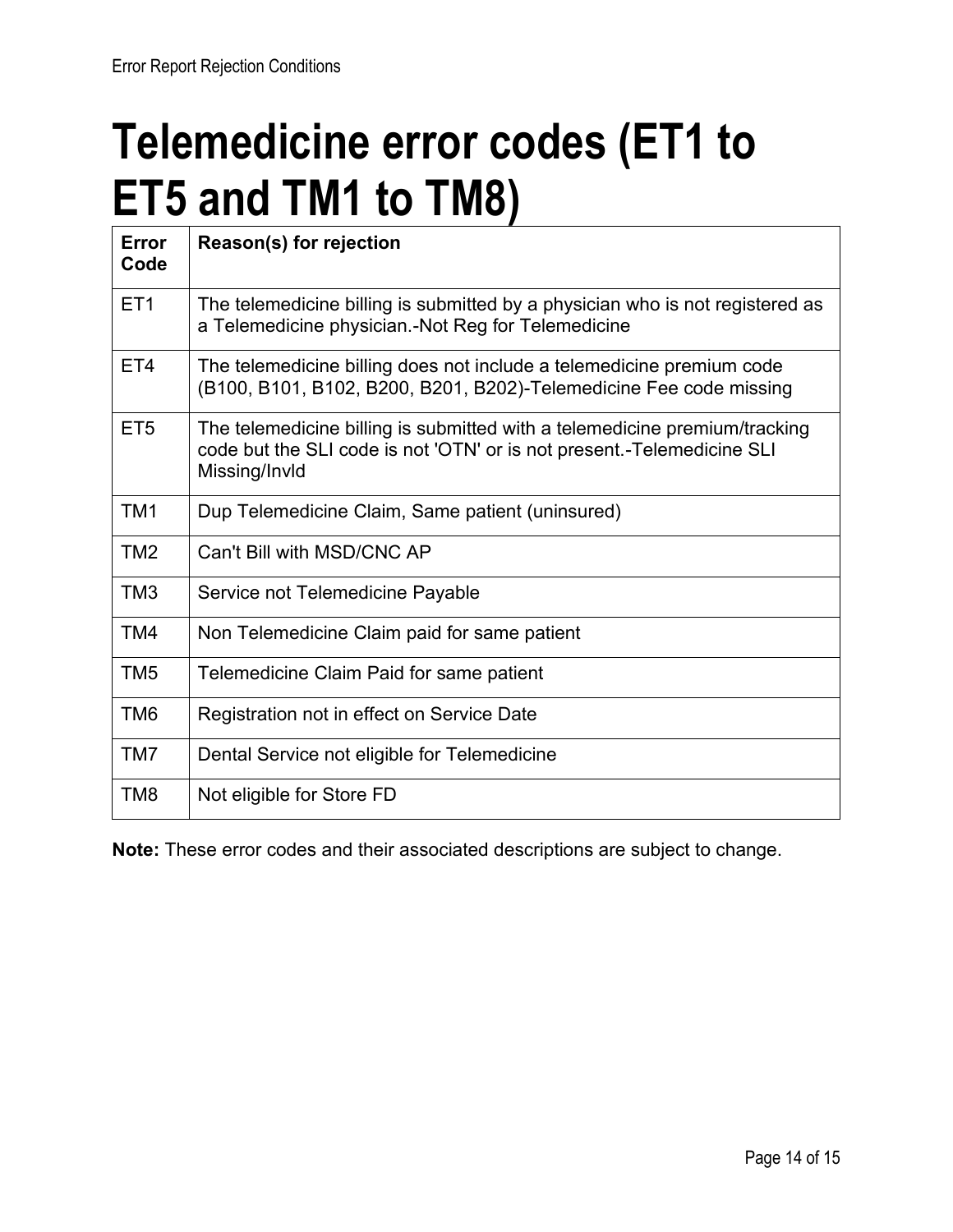# Telemedicine error codes (ET1 to ET5 and TM1 to TM8)

| Error Code | Reason(s) for rejection |
|---|---|
| ET1 | The telemedicine billing is submitted by a physician who is not registered as a Telemedicine physician.-Not Reg for Telemedicine |
| ET4 | The telemedicine billing does not include a telemedicine premium code (B100, B101, B102, B200, B201, B202)-Telemedicine Fee code missing |
| ET5 | The telemedicine billing is submitted with a telemedicine premium/tracking code but the SLI code is not 'OTN' or is not present.-Telemedicine SLI Missing/Invld |
| TM1 | Dup Telemedicine Claim, Same patient (uninsured) |
| TM2 | Can't Bill with MSD/CNC AP |
| TM3 | Service not Telemedicine Payable |
| TM4 | Non Telemedicine Claim paid for same patient |
| TM5 | Telemedicine Claim Paid for same patient |
| TM6 | Registration not in effect on Service Date |
| TM7 | Dental Service not eligible for Telemedicine |
| TM8 | Not eligible for Store FD |

**Note:** These error codes and their associated descriptions are subject to change.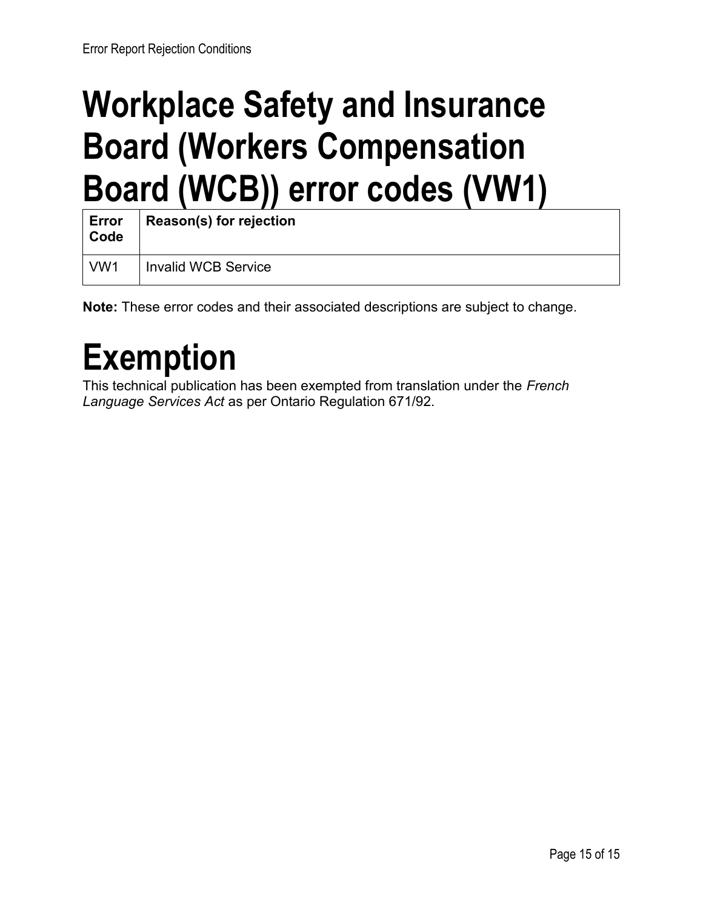# Workplace Safety and Insurance Board (Workers Compensation Board (WCB)) error codes (VW1)

| Error Code | Reason(s) for rejection |
|---|---|
| VW1 | Invalid WCB Service |

**Note:** These error codes and their associated descriptions are subject to change.

# Exemption

This technical publication has been exempted from translation under the *French Language Services Act* as per Ontario Regulation 671/92.